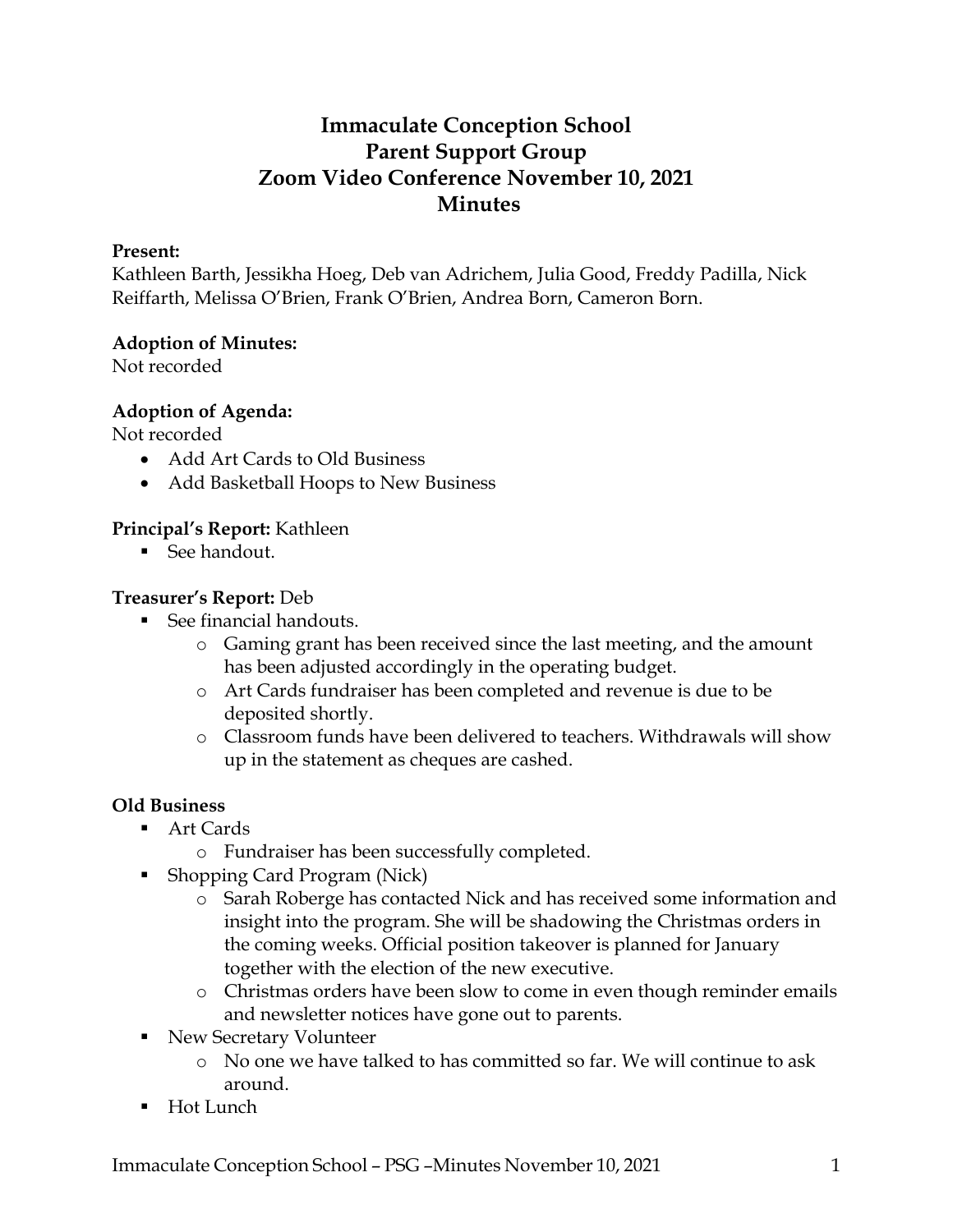# Immaculate Conception School
# Parent Support Group
# Zoom Video Conference November 10, 2021
# Minutes

**Present:**
Kathleen Barth, Jessikha Hoeg, Deb van Adrichem, Julia Good, Freddy Padilla, Nick Reiffarth, Melissa O'Brien, Frank O'Brien, Andrea Born, Cameron Born.

**Adoption of Minutes:**
Not recorded

**Adoption of Agenda:**
Not recorded

- Add Art Cards to Old Business
- Add Basketball Hoops to New Business

**Principal's Report:** Kathleen

- See handout.

**Treasurer's Report:** Deb

- See financial handouts.
  - Gaming grant has been received since the last meeting, and the amount has been adjusted accordingly in the operating budget.
  - Art Cards fundraiser has been completed and revenue is due to be deposited shortly.
  - Classroom funds have been delivered to teachers. Withdrawals will show up in the statement as cheques are cashed.

**Old Business**

- Art Cards
  - Fundraiser has been successfully completed.
- Shopping Card Program (Nick)
  - Sarah Roberge has contacted Nick and has received some information and insight into the program. She will be shadowing the Christmas orders in the coming weeks. Official position takeover is planned for January together with the election of the new executive.
  - Christmas orders have been slow to come in even though reminder emails and newsletter notices have gone out to parents.
- New Secretary Volunteer
  - No one we have talked to has committed so far. We will continue to ask around.
- Hot Lunch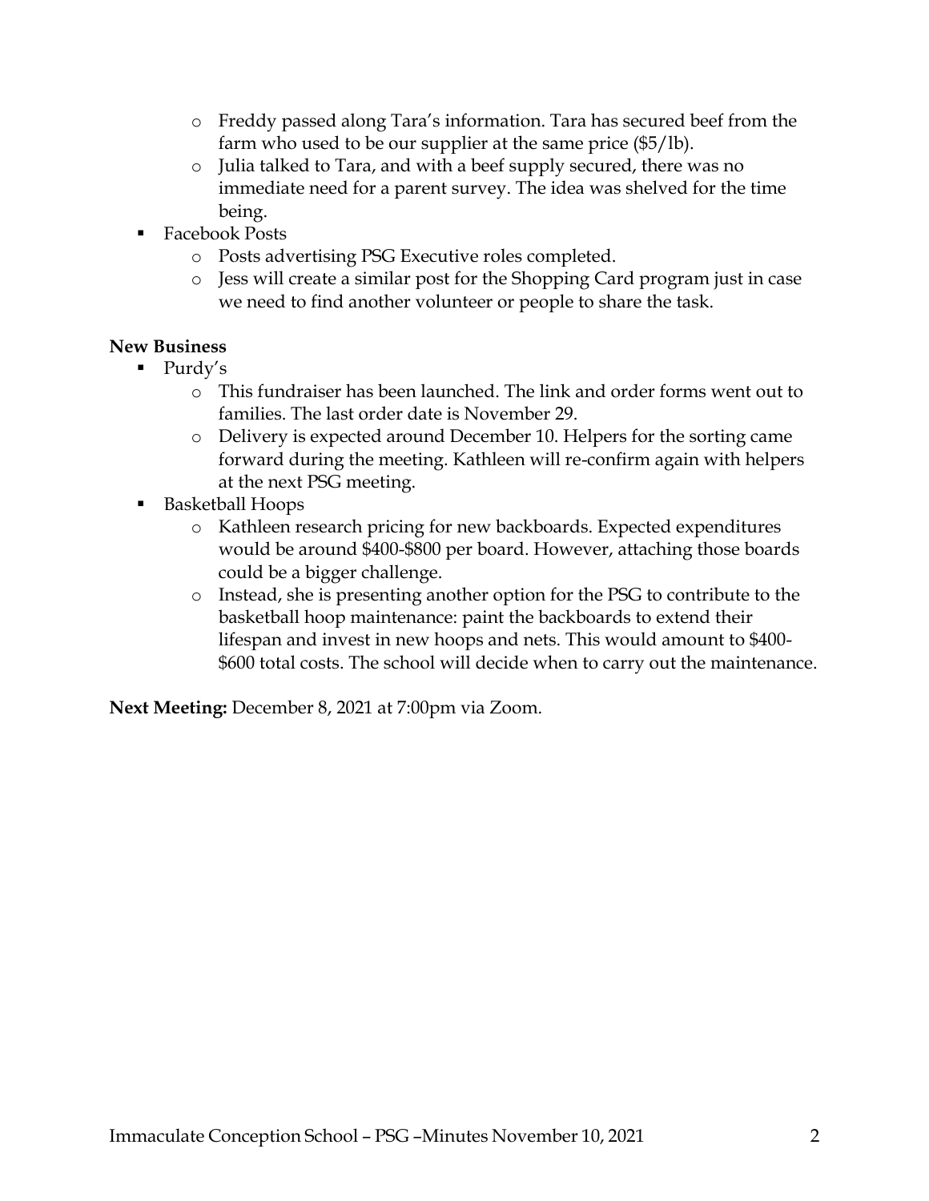- Freddy passed along Tara's information. Tara has secured beef from the farm who used to be our supplier at the same price ($5/lb).
    - Julia talked to Tara, and with a beef supply secured, there was no immediate need for a parent survey. The idea was shelved for the time being.
- Facebook Posts
    - Posts advertising PSG Executive roles completed.
    - Jess will create a similar post for the Shopping Card program just in case we need to find another volunteer or people to share the task.

**New Business**

- Purdy's
    - This fundraiser has been launched. The link and order forms went out to families. The last order date is November 29.
    - Delivery is expected around December 10. Helpers for the sorting came forward during the meeting. Kathleen will re-confirm again with helpers at the next PSG meeting.
- Basketball Hoops
    - Kathleen research pricing for new backboards. Expected expenditures would be around $400-$800 per board. However, attaching those boards could be a bigger challenge.
    - Instead, she is presenting another option for the PSG to contribute to the basketball hoop maintenance: paint the backboards to extend their lifespan and invest in new hoops and nets. This would amount to $400-$600 total costs. The school will decide when to carry out the maintenance.

**Next Meeting:** December 8, 2021 at 7:00pm via Zoom.